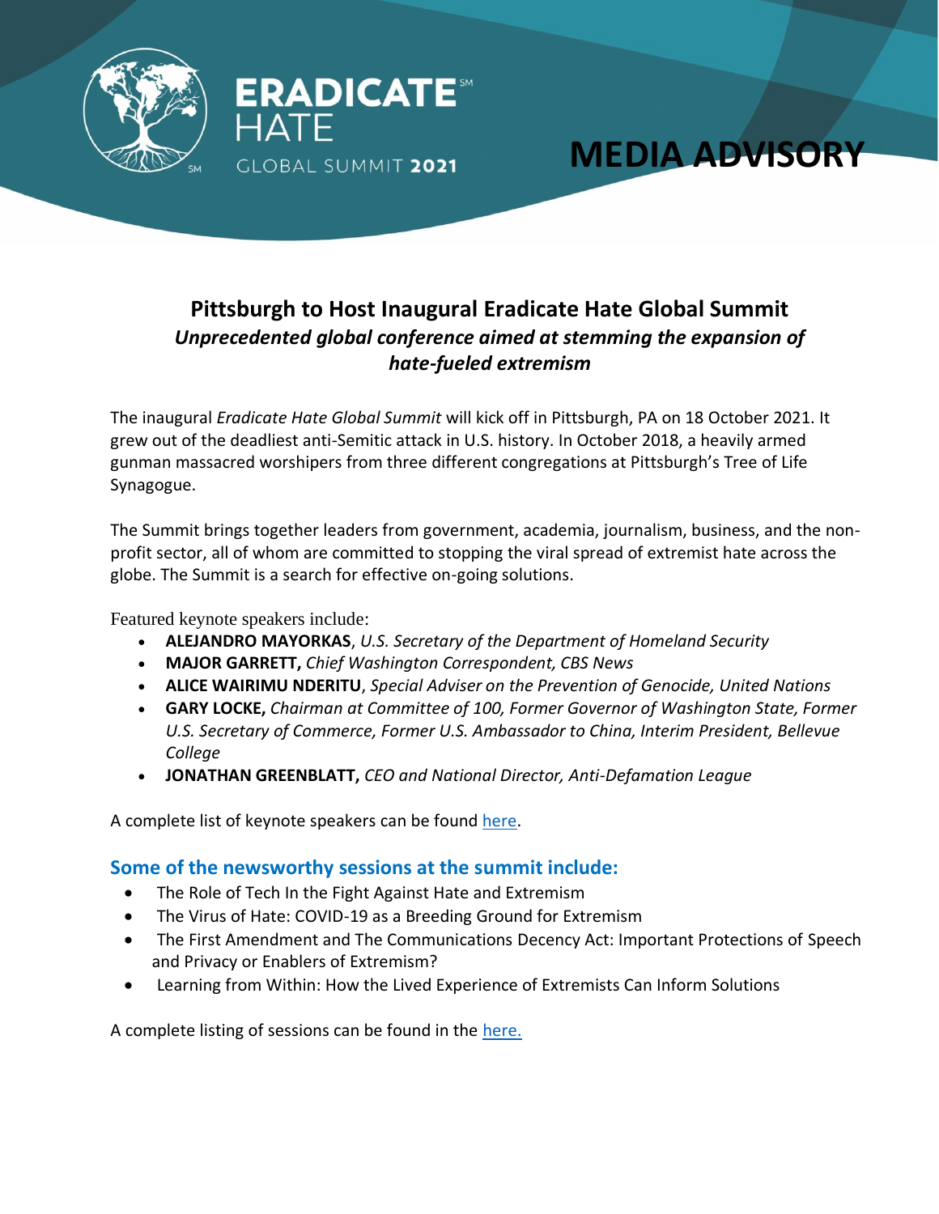ERADICATE[SM] HATE GLOBAL SUMMIT **2021**

# MEDIA ADVISORY

## Pittsburgh to Host Inaugural Eradicate Hate Global Summit

***Unprecedented global conference aimed at stemming the expansion of hate-fueled extremism***

The inaugural *Eradicate Hate Global Summit* will kick off in Pittsburgh, PA on 18 October 2021. It grew out of the deadliest anti-Semitic attack in U.S. history. In October 2018, a heavily armed gunman massacred worshipers from three different congregations at Pittsburgh's Tree of Life Synagogue.

The Summit brings together leaders from government, academia, journalism, business, and the non-profit sector, all of whom are committed to stopping the viral spread of extremist hate across the globe. The Summit is a search for effective on-going solutions.

Featured keynote speakers include:

- **ALEJANDRO MAYORKAS**, *U.S. Secretary of the Department of Homeland Security*
- **MAJOR GARRETT,** *Chief Washington Correspondent, CBS News*
- **ALICE WAIRIMU NDERITU**, *Special Adviser on the Prevention of Genocide, United Nations*
- **GARY LOCKE,** *Chairman at Committee of 100, Former Governor of Washington State, Former U.S. Secretary of Commerce, Former U.S. Ambassador to China, Interim President, Bellevue College*
- **JONATHAN GREENBLATT,** *CEO and National Director, Anti-Defamation League*

A complete list of keynote speakers can be found here.

### Some of the newsworthy sessions at the summit include:

- The Role of Tech In the Fight Against Hate and Extremism
- The Virus of Hate: COVID-19 as a Breeding Ground for Extremism
- The First Amendment and The Communications Decency Act: Important Protections of Speech and Privacy or Enablers of Extremism?
- Learning from Within: How the Lived Experience of Extremists Can Inform Solutions

A complete listing of sessions can be found in the here.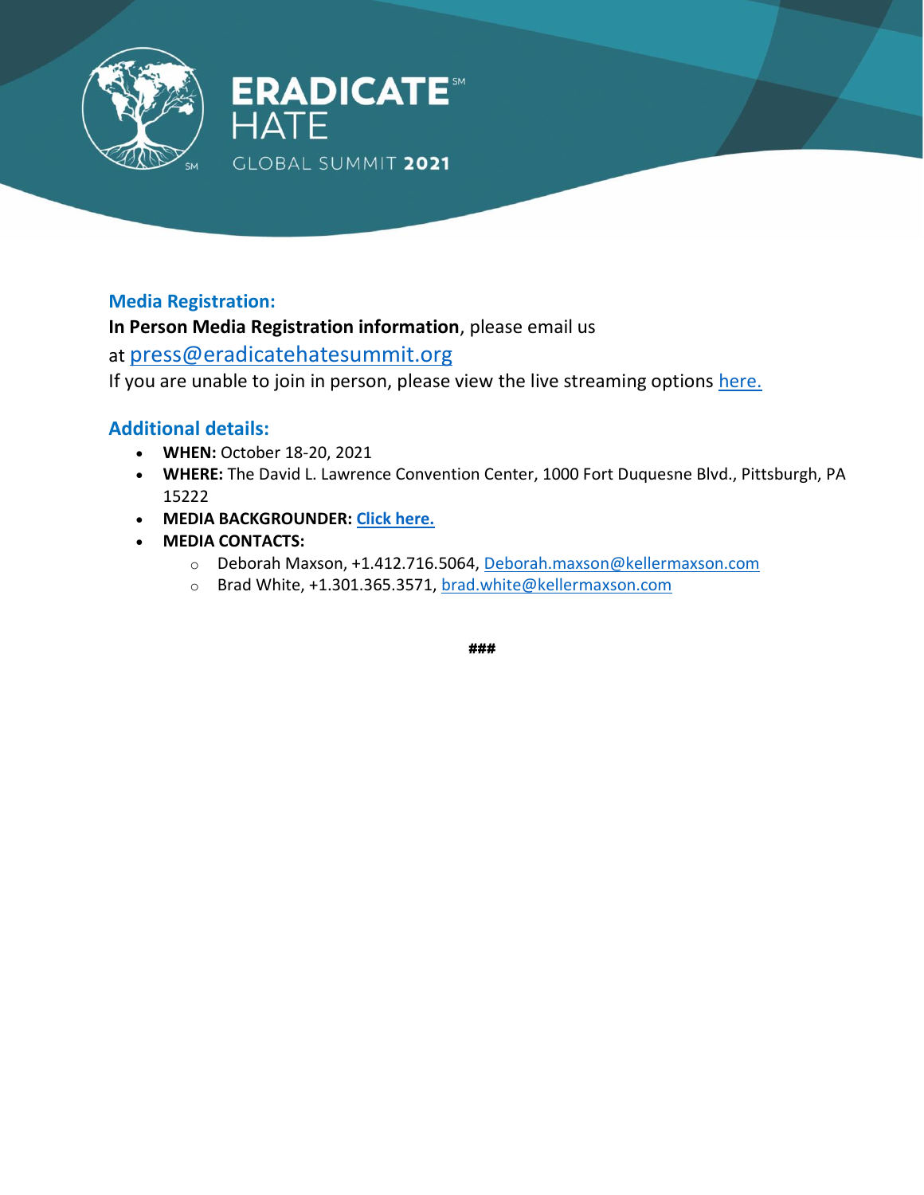ERADICATE HATE
GLOBAL SUMMIT 2021

## Media Registration:

**In Person Media Registration information**, please email us at press@eradicatehatesummit.org

If you are unable to join in person, please view the live streaming options here.

## Additional details:

- **WHEN:** October 18-20, 2021
- **WHERE:** The David L. Lawrence Convention Center, 1000 Fort Duquesne Blvd., Pittsburgh, PA 15222
- **MEDIA BACKGROUNDER:** **Click here.**
- **MEDIA CONTACTS:**
  - Deborah Maxson, +1.412.716.5064, Deborah.maxson@kellermaxson.com
  - Brad White, +1.301.365.3571, brad.white@kellermaxson.com

**###**